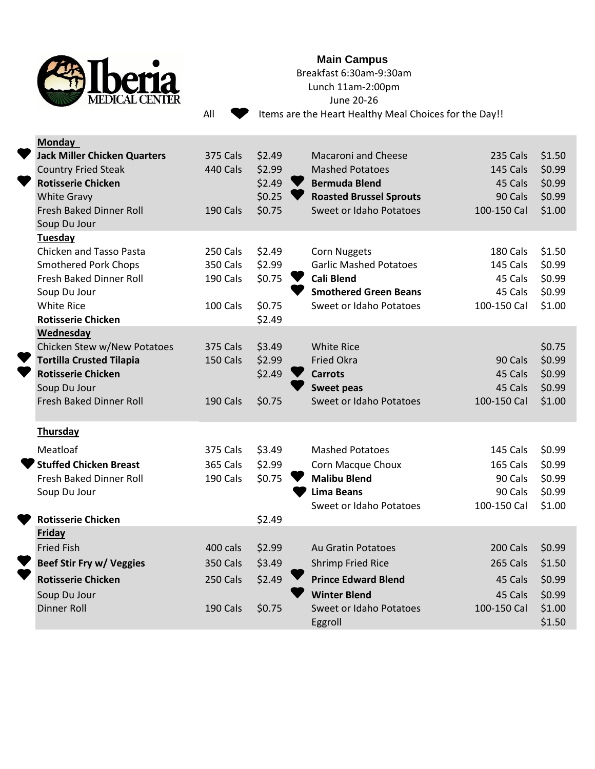Iberia MEDICAL CENTER

**Main Campus**
Breakfast 6:30am-9:30am
Lunch 11am-2:00pm
June 20-26

All ♥ Items are the Heart Healthy Meal Choices for the Day!!

| | Item | Calories | Price | | Item | Calories | Price |
|---|---|---|---|---|---|---|---|
| | **Monday** | | | | | | |
| ♥ | **Jack Miller Chicken Quarters** | 375 Cals | $2.49 | | Macaroni and Cheese | 235 Cals | $1.50 |
| | Country Fried Steak | 440 Cals | $2.99 | | Mashed Potatoes | 145 Cals | $0.99 |
| ♥ | **Rotisserie Chicken** | | $2.49 | ♥ | **Bermuda Blend** | 45 Cals | $0.99 |
| | White Gravy | | $0.25 | ♥ | **Roasted Brussel Sprouts** | 90 Cals | $0.99 |
| | Fresh Baked Dinner Roll | 190 Cals | $0.75 | | Sweet or Idaho Potatoes | 100-150 Cal | $1.00 |
| | Soup Du Jour | | | | | | |
| | **Tuesday** | | | | | | |
| | Chicken and Tasso Pasta | 250 Cals | $2.49 | | Corn Nuggets | 180 Cals | $1.50 |
| | Smothered Pork Chops | 350 Cals | $2.99 | | Garlic Mashed Potatoes | 145 Cals | $0.99 |
| | Fresh Baked Dinner Roll | 190 Cals | $0.75 | ♥ | **Cali Blend** | 45 Cals | $0.99 |
| | Soup Du Jour | | | ♥ | **Smothered Green Beans** | 45 Cals | $0.99 |
| | White Rice | 100 Cals | $0.75 | | Sweet or Idaho Potatoes | 100-150 Cal | $1.00 |
| | **Rotisserie Chicken** | | $2.49 | | | | |
| | **Wednesday** | | | | | | |
| | Chicken Stew w/New Potatoes | 375 Cals | $3.49 | | White Rice | | $0.75 |
| ♥ | **Tortilla Crusted Tilapia** | 150 Cals | $2.99 | | Fried Okra | 90 Cals | $0.99 |
| ♥ | **Rotisserie Chicken** | | $2.49 | ♥ | **Carrots** | 45 Cals | $0.99 |
| | Soup Du Jour | | | ♥ | **Sweet peas** | 45 Cals | $0.99 |
| | Fresh Baked Dinner Roll | 190 Cals | $0.75 | | Sweet or Idaho Potatoes | 100-150 Cal | $1.00 |
| | **Thursday** | | | | | | |
| | Meatloaf | 375 Cals | $3.49 | | Mashed Potatoes | 145 Cals | $0.99 |
| ♥ | **Stuffed Chicken Breast** | 365 Cals | $2.99 | | Corn Macque Choux | 165 Cals | $0.99 |
| | Fresh Baked Dinner Roll | 190 Cals | $0.75 | ♥ | **Malibu Blend** | 90 Cals | $0.99 |
| | Soup Du Jour | | | ♥ | **Lima Beans** | 90 Cals | $0.99 |
| | | | | | Sweet or Idaho Potatoes | 100-150 Cal | $1.00 |
| ♥ | **Rotisserie Chicken** | | $2.49 | | | | |
| | **Friday** | | | | | | |
| | Fried Fish | 400 cals | $2.99 | | Au Gratin Potatoes | 200 Cals | $0.99 |
| ♥ | **Beef Stir Fry w/ Veggies** | 350 Cals | $3.49 | | Shrimp Fried Rice | 265 Cals | $1.50 |
| ♥ | **Rotisserie Chicken** | 250 Cals | $2.49 | ♥ | **Prince Edward Blend** | 45 Cals | $0.99 |
| | Soup Du Jour | | | ♥ | **Winter Blend** | 45 Cals | $0.99 |
| | Dinner Roll | 190 Cals | $0.75 | | Sweet or Idaho Potatoes | 100-150 Cal | $1.00 |
| | | | | | Eggroll | | $1.50 |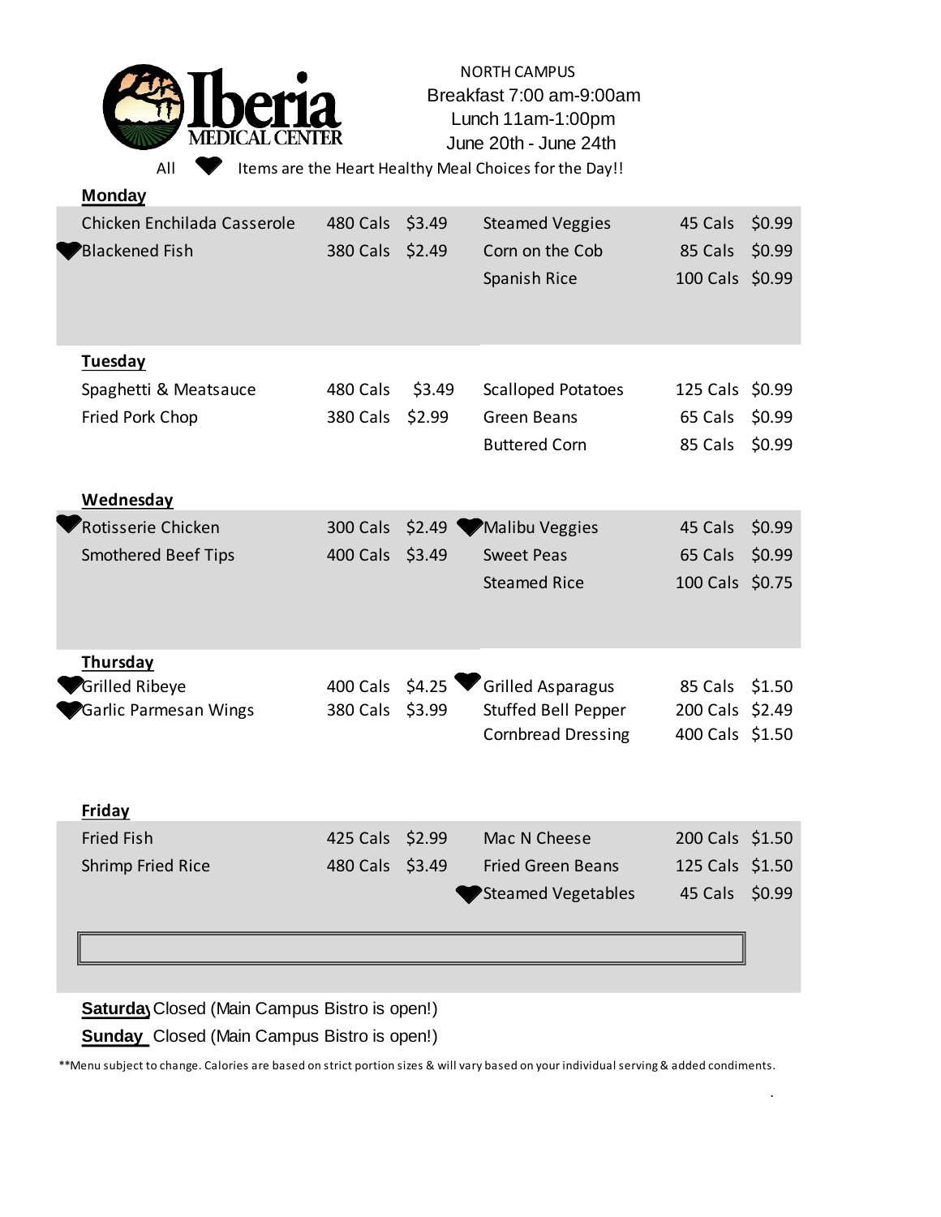Iberia MEDICAL CENTER

NORTH CAMPUS
Breakfast 7:00 am-9:00am
Lunch 11am-1:00pm
June 20th - June 24th

All ♥ Items are the Heart Healthy Meal Choices for the Day!!

**Monday**

| | | | | | |
|---|---|---|---|---|---|
| Chicken Enchilada Casserole | 480 Cals | $3.49 | Steamed Veggies | 45 Cals | $0.99 |
| ♥ Blackened Fish | 380 Cals | $2.49 | Corn on the Cob | 85 Cals | $0.99 |
| | | | Spanish Rice | 100 Cals | $0.99 |

**Tuesday**

| | | | | | |
|---|---|---|---|---|---|
| Spaghetti & Meatsauce | 480 Cals | $3.49 | Scalloped Potatoes | 125 Cals | $0.99 |
| Fried Pork Chop | 380 Cals | $2.99 | Green Beans | 65 Cals | $0.99 |
| | | | Buttered Corn | 85 Cals | $0.99 |

**Wednesday**

| | | | | | |
|---|---|---|---|---|---|
| ♥ Rotisserie Chicken | 300 Cals | $2.49 | ♥ Malibu Veggies | 45 Cals | $0.99 |
| Smothered Beef Tips | 400 Cals | $3.49 | Sweet Peas | 65 Cals | $0.99 |
| | | | Steamed Rice | 100 Cals | $0.75 |

**Thursday**

| | | | | | |
|---|---|---|---|---|---|
| ♥ Grilled Ribeye | 400 Cals | $4.25 | ♥ Grilled Asparagus | 85 Cals | $1.50 |
| ♥ Garlic Parmesan Wings | 380 Cals | $3.99 | Stuffed Bell Pepper | 200 Cals | $2.49 |
| | | | Cornbread Dressing | 400 Cals | $1.50 |

**Friday**

| | | | | | |
|---|---|---|---|---|---|
| Fried Fish | 425 Cals | $2.99 | Mac N Cheese | 200 Cals | $1.50 |
| Shrimp Fried Rice | 480 Cals | $3.49 | Fried Green Beans | 125 Cals | $1.50 |
| | | | ♥ Steamed Vegetables | 45 Cals | $0.99 |

**Saturday** Closed (Main Campus Bistro is open!)

**Sunday** Closed (Main Campus Bistro is open!)

**Menu subject to change. Calories are based on strict portion sizes & will vary based on your individual serving & added condiments.